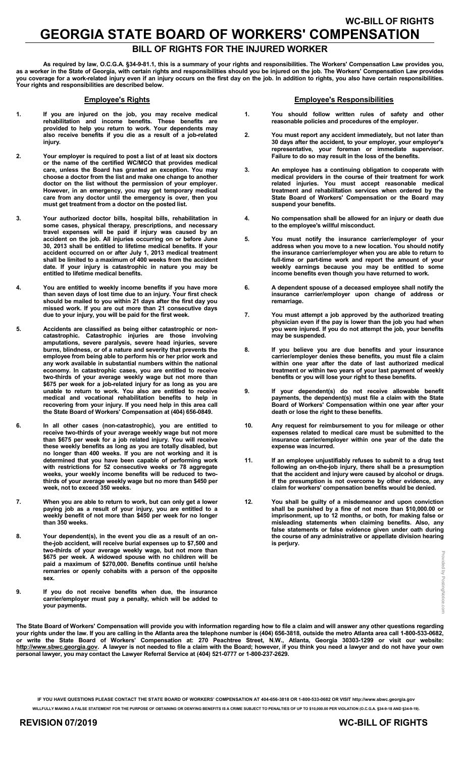# GEORGIA STATE BOARD OF WORKERS' COMPENSATION

## BILL OF RIGHTS FOR THE INJURED WORKER

**As required by law, O.C.G.A. §34-9-81.1, this is a summary of your rights and responsibilities. The Workers' Compensation Law provides you, as a worker in the State of Georgia, with certain rights and responsibilities should you be injured on the job. The Workers' Compensation Law provides you coverage for a work-related injury even if an injury occurs on the first day on the job. In addition to rights, you also have certain responsibilities. Your rights and responsibilities are described below.**

### Employee's Rights

1. **If you are injured on the job, you may receive medical rehabilitation and income benefits. These benefits are provided to help you return to work. Your dependents may also receive benefits if you die as a result of a job-related injury.**

2. **Your employer is required to post a list of at least six doctors or the name of the certified WC/MCO that provides medical care, unless the Board has granted an exception. You may choose a doctor from the list and make one change to another doctor on the list without the permission of your employer. However, in an emergency, you may get temporary medical care from any doctor until the emergency is over, then you must get treatment from a doctor on the posted list.**

3. **Your authorized doctor bills, hospital bills, rehabilitation in some cases, physical therapy, prescriptions, and necessary travel expenses will be paid if injury was caused by an accident on the job. All injuries occurring on or before June 30, 2013 shall be entitled to lifetime medical benefits. If your accident occurred on or after July 1, 2013 medical treatment shall be limited to a maximum of 400 weeks from the accident date. If your injury is catastrophic in nature you may be entitled to lifetime medical benefits.**

4. **You are entitled to weekly income benefits if you have more than seven days of lost time due to an injury. Your first check should be mailed to you within 21 days after the first day you missed work. If you are out more than 21 consecutive days due to your injury, you will be paid for the first week.**

5. **Accidents are classified as being either catastrophic or non-catastrophic. Catastrophic injuries are those involving amputations, severe paralysis, severe head injuries, severe burns, blindness, or of a nature and severity that prevents the employee from being able to perform his or her prior work and any work available in substantial numbers within the national economy. In catastrophic cases, you are entitled to receive two-thirds of your average weekly wage but not more than $675 per week for a job-related injury for as long as you are unable to return to work. You also are entitled to receive medical and vocational rehabilitation benefits to help in recovering from your injury. If you need help in this area call the State Board of Workers' Compensation at (404) 656-0849.**

6. **In all other cases (non-catastrophic), you are entitled to receive two-thirds of your average weekly wage but not more than $675 per week for a job related injury. You will receive these weekly benefits as long as you are totally disabled, but no longer than 400 weeks. If you are not working and it is determined that you have been capable of performing work with restrictions for 52 consecutive weeks or 78 aggregate weeks, your weekly income benefits will be reduced to two-thirds of your average weekly wage but no more than $450 per week, not to exceed 350 weeks.**

7. **When you are able to return to work, but can only get a lower paying job as a result of your injury, you are entitled to a weekly benefit of not more than $450 per week for no longer than 350 weeks.**

8. **Your dependent(s), in the event you die as a result of an on-the-job accident, will receive burial expenses up to $7,500 and two-thirds of your average weekly wage, but not more than $675 per week. A widowed spouse with no children will be paid a maximum of $270,000. Benefits continue until he/she remarries or openly cohabits with a person of the opposite sex.**

9. **If you do not receive benefits when due, the insurance carrier/employer must pay a penalty, which will be added to your payments.**

### Employee's Responsibilities

1. **You should follow written rules of safety and other reasonable policies and procedures of the employer.**

2. **You must report any accident immediately, but not later than 30 days after the accident, to your employer, your employer's representative, your foreman or immediate supervisor. Failure to do so may result in the loss of the benefits.**

3. **An employee has a continuing obligation to cooperate with medical providers in the course of their treatment for work related injuries. You must accept reasonable medical treatment and rehabilitation services when ordered by the State Board of Workers' Compensation or the Board may suspend your benefits.**

4. **No compensation shall be allowed for an injury or death due to the employee's willful misconduct.**

5. **You must notify the insurance carrier/employer of your address when you move to a new location. You should notify the insurance carrier/employer when you are able to return to full-time or part-time work and report the amount of your weekly earnings because you may be entitled to some income benefits even though you have returned to work.**

6. **A dependent spouse of a deceased employee shall notify the insurance carrier/employer upon change of address or remarriage.**

7. **You must attempt a job approved by the authorized treating physician even if the pay is lower than the job you had when you were injured. If you do not attempt the job, your benefits may be suspended.**

8. **If you believe you are due benefits and your insurance carrier/employer denies these benefits, you must file a claim within one year after the date of last authorized medical treatment or within two years of your last payment of weekly benefits or you will lose your right to these benefits.**

9. **If your dependent(s) do not receive allowable benefit payments, the dependent(s) must file a claim with the State Board of Workers' Compensation within one year after your death or lose the right to these benefits.**

10. **Any request for reimbursement to you for mileage or other expenses related to medical care must be submitted to the insurance carrier/employer within one year of the date the expense was incurred.**

11. **If an employee unjustifiably refuses to submit to a drug test following an on-the-job injury, there shall be a presumption that the accident and injury were caused by alcohol or drugs. If the presumption is not overcome by other evidence, any claim for workers' compensation benefits would be denied.**

12. **You shall be guilty of a misdemeanor and upon conviction shall be punished by a fine of not more than $10,000.00 or imprisonment, up to 12 months, or both, for making false or misleading statements when claiming benefits. Also, any false statements or false evidence given under oath during the course of any administrative or appellate division hearing is perjury.**

**The State Board of Workers' Compensation will provide you with information regarding how to file a claim and will answer any other questions regarding your rights under the law. If you are calling in the Atlanta area the telephone number is (404) 656-3818, outside the metro Atlanta area call 1-800-533-0682, or write the State Board of Workers' Compensation at: 270 Peachtree Street, N.W., Atlanta, Georgia 30303-1299 or visit our website: http://www.sbwc.georgia.gov. A lawyer is not needed to file a claim with the Board; however, if you think you need a lawyer and do not have your own personal lawyer, you may contact the Lawyer Referral Service at (404) 521-0777 or 1-800-237-2629.**

**IF YOU HAVE QUESTIONS PLEASE CONTACT THE STATE BOARD OF WORKERS' COMPENSATION AT 404-656-3818 OR 1-800-533-0682 OR VISIT http://www.sbwc.georgia.gov**

**WILLFULLY MAKING A FALSE STATEMENT FOR THE PURPOSE OF OBTAINING OR DENYING BENEFITS IS A CRIME SUBJECT TO PENALTIES OF UP TO $10,000.00 PER VIOLATION (O.C.G.A. §34-9-18 AND §34-9-19).**

**REVISION 07/2019** **WC-BILL OF RIGHTS**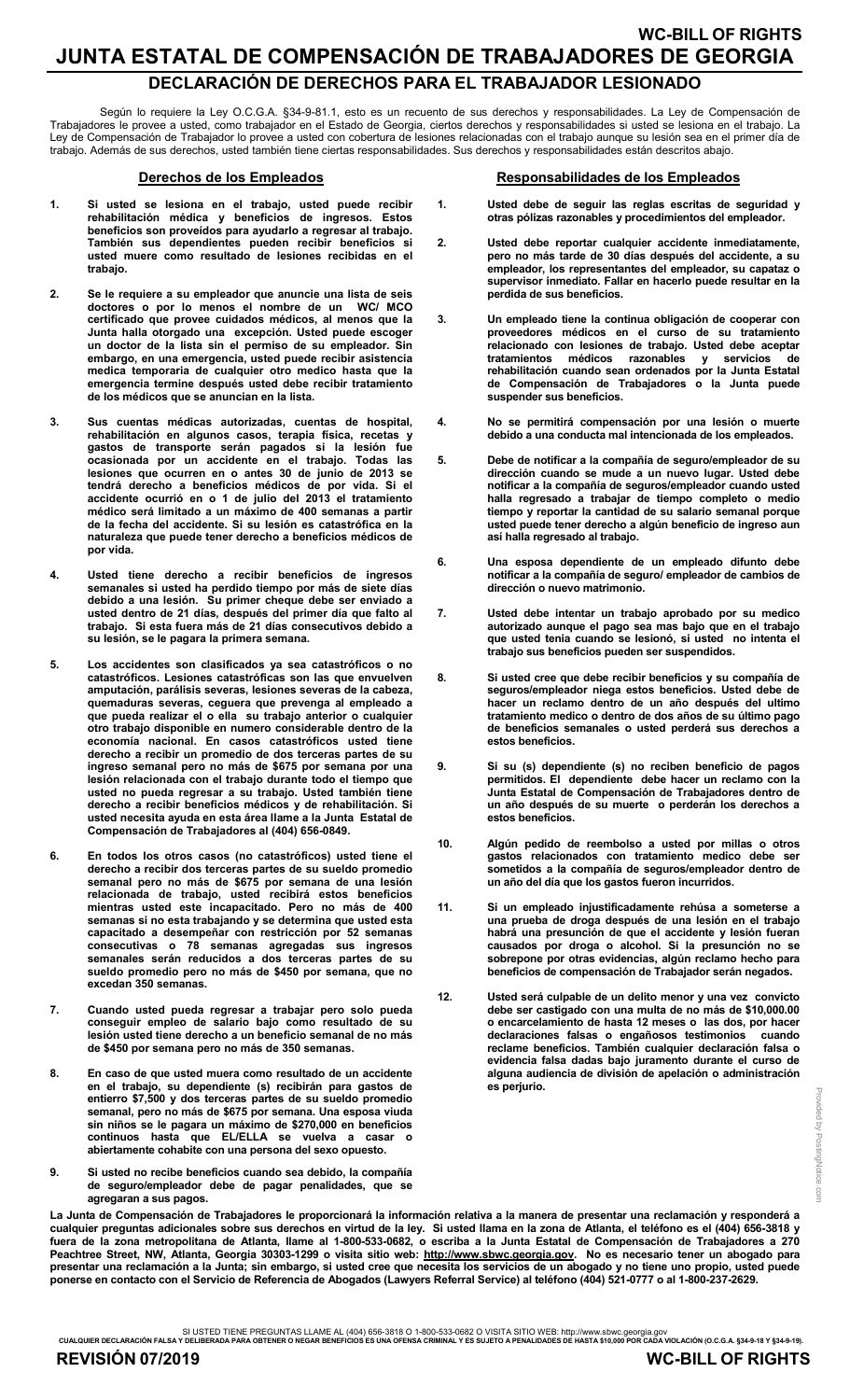**WC-BILL OF RIGHTS**

# JUNTA ESTATAL DE COMPENSACIÓN DE TRABAJADORES DE GEORGIA

## DECLARACIÓN DE DERECHOS PARA EL TRABAJADOR LESIONADO

Según lo requiere la Ley O.C.G.A. §34-9-81.1, esto es un recuento de sus derechos y responsabilidades. La Ley de Compensación de Trabajadores le provee a usted, como trabajador en el Estado de Georgia, ciertos derechos y responsabilidades si usted se lesiona en el trabajo. La Ley de Compensación de Trabajador lo provee a usted con cobertura de lesiones relacionadas con el trabajo aunque su lesión sea en el primer día de trabajo. Además de sus derechos, usted también tiene ciertas responsabilidades. Sus derechos y responsabilidades están descritos abajo.

### Derechos de los Empleados

1. **Si usted se lesiona en el trabajo, usted puede recibir rehabilitación médica y beneficios de ingresos. Estos beneficios son proveídos para ayudarlo a regresar al trabajo. También sus dependientes pueden recibir beneficios si usted muere como resultado de lesiones recibidas en el trabajo.**

2. **Se le requiere a su empleador que anuncie una lista de seis doctores o por lo menos el nombre de un WC/ MCO certificado que provee cuidados médicos, al menos que la Junta halla otorgado una excepción. Usted puede escoger un doctor de la lista sin el permiso de su empleador. Sin embargo, en una emergencia, usted puede recibir asistencia medica temporaria de cualquier otro medico hasta que la emergencia termine después usted debe recibir tratamiento de los médicos que se anuncian en la lista.**

3. **Sus cuentas médicas autorizadas, cuentas de hospital, rehabilitación en algunos casos, terapia física, recetas y gastos de transporte serán pagados si la lesión fue ocasionada por un accidente en el trabajo. Todas las lesiones que ocurren en o antes 30 de junio de 2013 se tendrá derecho a beneficios médicos de por vida. Si el accidente ocurrió en o 1 de julio del 2013 el tratamiento médico será limitado a un máximo de 400 semanas a partir de la fecha del accidente. Si su lesión es catastrófica en la naturaleza que puede tener derecho a beneficios médicos de por vida.**

4. **Usted tiene derecho a recibir beneficios de ingresos semanales si usted ha perdido tiempo por más de siete días debido a una lesión. Su primer cheque debe ser enviado a usted dentro de 21 días, después del primer día que falto al trabajo. Si esta fuera más de 21 días consecutivos debido a su lesión, se le pagara la primera semana.**

5. **Los accidentes son clasificados ya sea catastróficos o no catastróficos. Lesiones catastróficas son las que envuelven amputación, parálisis severas, lesiones severas de la cabeza, quemaduras severas, ceguera que prevenga al empleado a que pueda realizar el o ella su trabajo anterior o cualquier otro trabajo disponible en numero considerable dentro de la economía nacional. En casos catastróficos usted tiene derecho a recibir un promedio de dos terceras partes de su ingreso semanal pero no más de $675 por semana por una lesión relacionada con el trabajo durante todo el tiempo que usted no pueda regresar a su trabajo. Usted también tiene derecho a recibir beneficios médicos y de rehabilitación. Si usted necesita ayuda en esta área llame a la Junta Estatal de Compensación de Trabajadores al (404) 656-0849.**

6. **En todos los otros casos (no catastróficos) usted tiene el derecho a recibir dos terceras partes de su sueldo promedio semanal pero no más de $675 por semana de una lesión relacionada de trabajo, usted recibirá estos beneficios mientras usted este incapacitado. Pero no más de 400 semanas si no esta trabajando y se determina que usted esta capacitado a desempeñar con restricción por 52 semanas consecutivas o 78 semanas agregadas sus ingresos semanales serán reducidos a dos terceras partes de su sueldo promedio pero no más de $450 por semana, que no excedan 350 semanas.**

7. **Cuando usted pueda regresar a trabajar pero solo pueda conseguir empleo de salario bajo como resultado de su lesión usted tiene derecho a un beneficio semanal de no más de $450 por semana pero no más de 350 semanas.**

8. **En caso de que usted muera como resultado de un accidente en el trabajo, su dependiente (s) recibirán para gastos de entierro $7,500 y dos terceras partes de su sueldo promedio semanal, pero no más de $675 por semana. Una esposa viuda sin niños se le pagara un máximo de $270,000 en beneficios continuos hasta que EL/ELLA se vuelva a casar o abiertamente cohabite con una persona del sexo opuesto.**

9. **Si usted no recibe beneficios cuando sea debido, la compañía de seguro/empleador debe de pagar penalidades, que se agregaran a sus pagos.**

### Responsabilidades de los Empleados

1. **Usted debe de seguir las reglas escritas de seguridad y otras pólizas razonables y procedimientos del empleador.**

2. **Usted debe reportar cualquier accidente inmediatamente, pero no más tarde de 30 días después del accidente, a su empleador, los representantes del empleador, su capataz o supervisor inmediato. Fallar en hacerlo puede resultar en la perdida de sus beneficios.**

3. **Un empleado tiene la continua obligación de cooperar con proveedores médicos en el curso de su tratamiento relacionado con lesiones de trabajo. Usted debe aceptar tratamientos médicos razonables y servicios de rehabilitación cuando sean ordenados por la Junta Estatal de Compensación de Trabajadores o la Junta puede suspender sus beneficios.**

4. **No se permitirá compensación por una lesión o muerte debido a una conducta mal intencionada de los empleados.**

5. **Debe de notificar a la compañía de seguro/empleador de su dirección cuando se mude a un nuevo lugar. Usted debe notificar a la compañía de seguros/empleador cuando usted halla regresado a trabajar de tiempo completo o medio tiempo y reportar la cantidad de su salario semanal porque usted puede tener derecho a algún beneficio de ingreso aun así halla regresado al trabajo.**

6. **Una esposa dependiente de un empleado difunto debe notificar a la compañía de seguro/ empleador de cambios de dirección o nuevo matrimonio.**

7. **Usted debe intentar un trabajo aprobado por su medico autorizado aunque el pago sea mas bajo que en el trabajo que usted tenia cuando se lesionó, si usted no intenta el trabajo sus beneficios pueden ser suspendidos.**

8. **Si usted cree que debe recibir beneficios y su compañía de seguros/empleador niega estos beneficios. Usted debe de hacer un reclamo dentro de un año después del ultimo tratamiento medico o dentro de dos años de su último pago de beneficios semanales o usted perderá sus derechos a estos beneficios.**

9. **Si su (s) dependiente (s) no reciben beneficio de pagos permitidos. El dependiente debe hacer un reclamo con la Junta Estatal de Compensación de Trabajadores dentro de un año después de su muerte o perderán los derechos a estos beneficios.**

10. **Algún pedido de reembolso a usted por millas o otros gastos relacionados con tratamiento medico debe ser sometidos a la compañía de seguros/empleador dentro de un año del día que los gastos fueron incurridos.**

11. **Si un empleado injustificadamente rehúsa a someterse a una prueba de droga después de una lesión en el trabajo habrá una presunción de que el accidente y lesión fueran causados por droga o alcohol. Si la presunción no se sobrepone por otras evidencias, algún reclamo hecho para beneficios de compensación de Trabajador serán negados.**

12. **Usted será culpable de un delito menor y una vez convicto debe ser castigado con una multa de no más de $10,000.00 o encarcelamiento de hasta 12 meses o las dos, por hacer declaraciones falsas o engañosos testimonios cuando reclame beneficios. También cualquier declaración falsa o evidencia falsa dadas bajo juramento durante el curso de alguna audiencia de división de apelación o administración es perjurio.**

**La Junta de Compensación de Trabajadores le proporcionará la información relativa a la manera de presentar una reclamación y responderá a cualquier preguntas adicionales sobre sus derechos en virtud de la ley. Si usted llama en la zona de Atlanta, el teléfono es el (404) 656-3818 y fuera de la zona metropolitana de Atlanta, llame al 1-800-533-0682, o escriba a la Junta Estatal de Compensación de Trabajadores a 270 Peachtree Street, NW, Atlanta, Georgia 30303-1299 o visita sitio web: http://www.sbwc.georgia.gov. No es necesario tener un abogado para presentar una reclamación a la Junta; sin embargo, si usted cree que necesita los servicios de un abogado y no tiene uno propio, usted puede ponerse en contacto con el Servicio de Referencia de Abogados (Lawyers Referral Service) al teléfono (404) 521-0777 o al 1-800-237-2629.**

SI USTED TIENE PREGUNTAS LLAME AL (404) 656-3818 O 1-800-533-0682 O VISITA SITIO WEB: http://www.sbwc.georgia.gov

**CUALQUIER DECLARACIÓN FALSA Y DELIBERADA PARA OBTENER O NEGAR BENEFICIOS ES UNA OFENSA CRIMINAL Y ES SUJETO A PENALIDADES DE HASTA $10,000 POR CADA VIOLACIÓN (O.C.G.A. §34-9-18 Y §34-9-19).**

**REVISIÓN 07/2019**

**WC-BILL OF RIGHTS**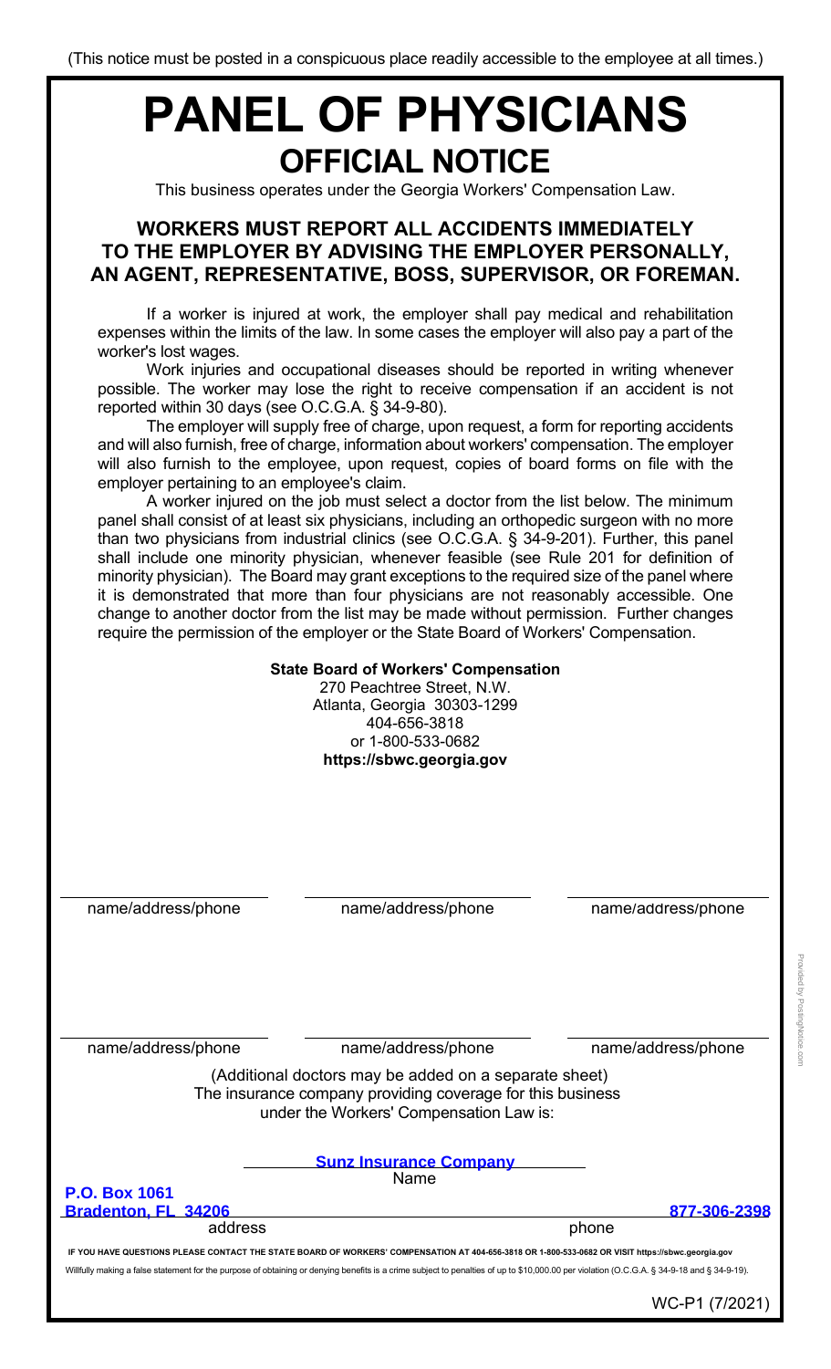(This notice must be posted in a conspicuous place readily accessible to the employee at all times.)

# PANEL OF PHYSICIANS

## OFFICIAL NOTICE

This business operates under the Georgia Workers' Compensation Law.

### WORKERS MUST REPORT ALL ACCIDENTS IMMEDIATELY TO THE EMPLOYER BY ADVISING THE EMPLOYER PERSONALLY, AN AGENT, REPRESENTATIVE, BOSS, SUPERVISOR, OR FOREMAN.

If a worker is injured at work, the employer shall pay medical and rehabilitation expenses within the limits of the law. In some cases the employer will also pay a part of the worker's lost wages.

Work injuries and occupational diseases should be reported in writing whenever possible. The worker may lose the right to receive compensation if an accident is not reported within 30 days (see O.C.G.A. § 34-9-80).

The employer will supply free of charge, upon request, a form for reporting accidents and will also furnish, free of charge, information about workers' compensation. The employer will also furnish to the employee, upon request, copies of board forms on file with the employer pertaining to an employee's claim.

A worker injured on the job must select a doctor from the list below. The minimum panel shall consist of at least six physicians, including an orthopedic surgeon with no more than two physicians from industrial clinics (see O.C.G.A. § 34-9-201). Further, this panel shall include one minority physician, whenever feasible (see Rule 201 for definition of minority physician). The Board may grant exceptions to the required size of the panel where it is demonstrated that more than four physicians are not reasonably accessible. One change to another doctor from the list may be made without permission. Further changes require the permission of the employer or the State Board of Workers' Compensation.

**State Board of Workers' Compensation**
270 Peachtree Street, N.W.
Atlanta, Georgia 30303-1299
404-656-3818
or 1-800-533-0682
**https://sbwc.georgia.gov**

| name/address/phone | name/address/phone | name/address/phone |
|---|---|---|
| name/address/phone | name/address/phone | name/address/phone |

(Additional doctors may be added on a separate sheet)
The insurance company providing coverage for this business under the Workers' Compensation Law is:

**Sunz Insurance Company**
Name

**P.O. Box 1061**
**Bradenton, FL 34206**
address

**877-306-2398**
phone

**IF YOU HAVE QUESTIONS PLEASE CONTACT THE STATE BOARD OF WORKERS' COMPENSATION AT 404-656-3818 OR 1-800-533-0682 OR VISIT https://sbwc.georgia.gov**

Willfully making a false statement for the purpose of obtaining or denying benefits is a crime subject to penalties of up to $10,000.00 per violation (O.C.G.A. § 34-9-18 and § 34-9-19).

WC-P1 (7/2021)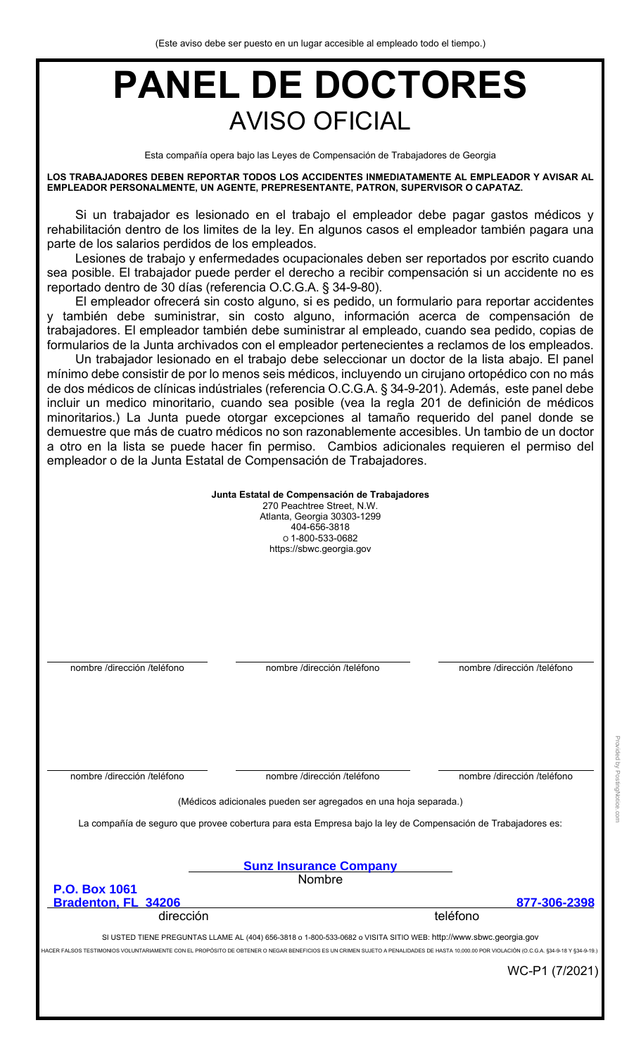(Este aviso debe ser puesto en un lugar accesible al empleado todo el tiempo.)

# PANEL DE DOCTORES

## AVISO OFICIAL

Esta compañía opera bajo las Leyes de Compensación de Trabajadores de Georgia

**LOS TRABAJADORES DEBEN REPORTAR TODOS LOS ACCIDENTES INMEDIATAMENTE AL EMPLEADOR Y AVISAR AL EMPLEADOR PERSONALMENTE, UN AGENTE, PREPRESENTANTE, PATRON, SUPERVISOR O CAPATAZ.**

Si un trabajador es lesionado en el trabajo el empleador debe pagar gastos médicos y rehabilitación dentro de los limites de la ley. En algunos casos el empleador también pagara una parte de los salarios perdidos de los empleados.

Lesiones de trabajo y enfermedades ocupacionales deben ser reportados por escrito cuando sea posible. El trabajador puede perder el derecho a recibir compensación si un accidente no es reportado dentro de 30 días (referencia O.C.G.A. § 34-9-80).

El empleador ofrecerá sin costo alguno, si es pedido, un formulario para reportar accidentes y también debe suministrar, sin costo alguno, información acerca de compensación de trabajadores. El empleador también debe suministrar al empleado, cuando sea pedido, copias de formularios de la Junta archivados con el empleador pertenecientes a reclamos de los empleados.

Un trabajador lesionado en el trabajo debe seleccionar un doctor de la lista abajo. El panel mínimo debe consistir de por lo menos seis médicos, incluyendo un cirujano ortopédico con no más de dos médicos de clínicas indústriales (referencia O.C.G.A. § 34-9-201). Además, este panel debe incluir un medico minoritario, cuando sea posible (vea la regla 201 de definición de médicos minoritarios.) La Junta puede otorgar excepciones al tamaño requerido del panel donde se demuestre que más de cuatro médicos no son razonablemente accesibles. Un tambio de un doctor a otro en la lista se puede hacer fin permiso. Cambios adicionales requieren el permiso del empleador o de la Junta Estatal de Compensación de Trabajadores.

**Junta Estatal de Compensación de Trabajadores**
270 Peachtree Street, N.W.
Atlanta, Georgia 30303-1299
404-656-3818
o 1-800-533-0682
https://sbwc.georgia.gov

| | | |
|---|---|---|
| nombre /dirección /teléfono | nombre /dirección /teléfono | nombre /dirección /teléfono |
| nombre /dirección /teléfono | nombre /dirección /teléfono | nombre /dirección /teléfono |

(Médicos adicionales pueden ser agregados en una hoja separada.)

La compañía de seguro que provee cobertura para esta Empresa bajo la ley de Compensación de Trabajadores es:

**Sunz Insurance Company**
Nombre

**P.O. Box 1061**
**Bradenton, FL 34206**
dirección

**877-306-2398**
teléfono

SI USTED TIENE PREGUNTAS LLAME AL (404) 656-3818 o 1-800-533-0682 o VISITA SITIO WEB: http://www.sbwc.georgia.gov

HACER FALSOS TESTIMONIOS VOLUNTARIAMENTE CON EL PROPÓSITO DE OBTENER O NEGAR BENEFICIOS ES UN CRIMEN SUJETO A PENALIDADES DE HASTA 10,000.00 POR VIOLACIÓN (O.C.G.A. §34-9-18 Y §34-9-19.)

WC-P1 (7/2021)